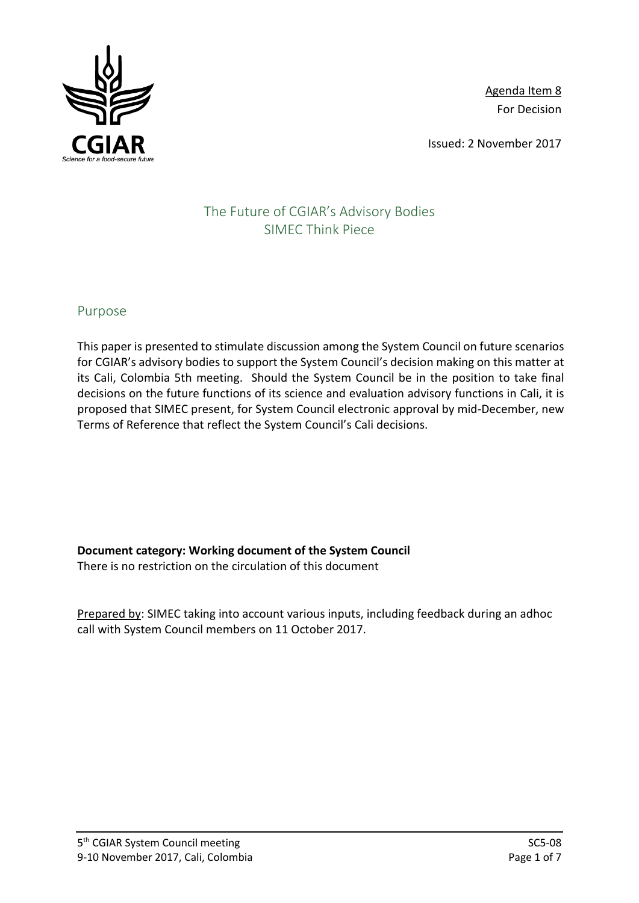Agenda Item 8
For Decision

Issued: 2 November 2017

# The Future of CGIAR's Advisory Bodies
## SIMEC Think Piece

## Purpose

This paper is presented to stimulate discussion among the System Council on future scenarios for CGIAR's advisory bodies to support the System Council's decision making on this matter at its Cali, Colombia 5th meeting. Should the System Council be in the position to take final decisions on the future functions of its science and evaluation advisory functions in Cali, it is proposed that SIMEC present, for System Council electronic approval by mid-December, new Terms of Reference that reflect the System Council's Cali decisions.

**Document category: Working document of the System Council**
There is no restriction on the circulation of this document

Prepared by: SIMEC taking into account various inputs, including feedback during an adhoc call with System Council members on 11 October 2017.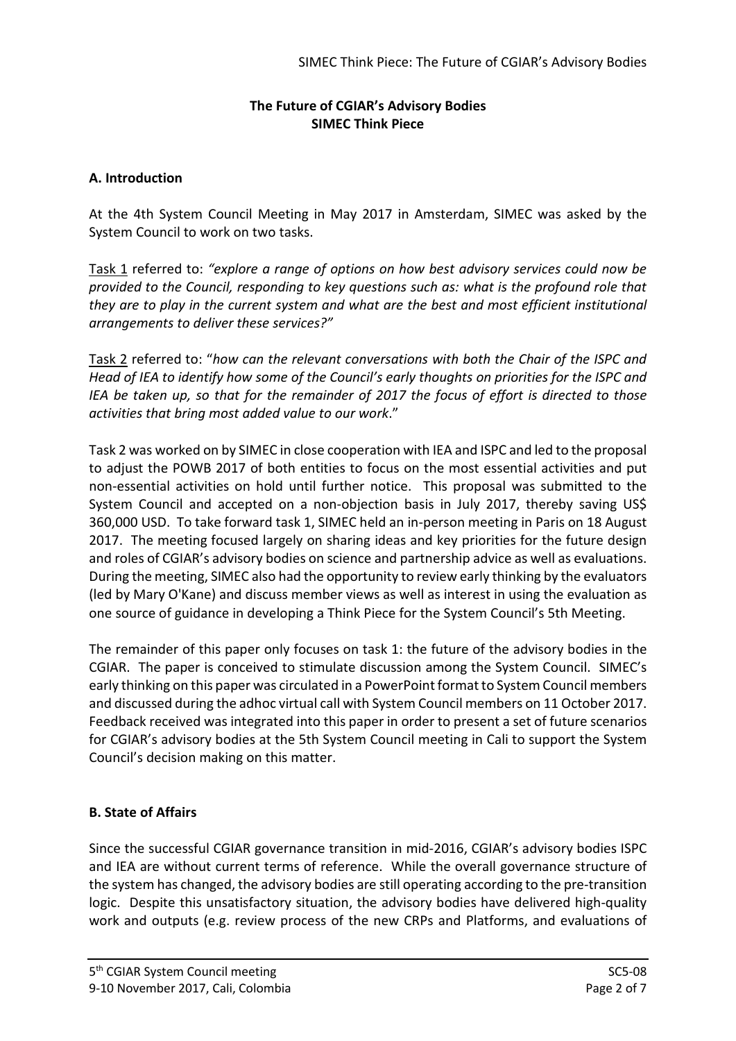## The Future of CGIAR's Advisory Bodies
## SIMEC Think Piece

### A. Introduction

At the 4th System Council Meeting in May 2017 in Amsterdam, SIMEC was asked by the System Council to work on two tasks.

Task 1 referred to: *"explore a range of options on how best advisory services could now be provided to the Council, responding to key questions such as: what is the profound role that they are to play in the current system and what are the best and most efficient institutional arrangements to deliver these services?"*

Task 2 referred to: "*how can the relevant conversations with both the Chair of the ISPC and Head of IEA to identify how some of the Council's early thoughts on priorities for the ISPC and IEA be taken up, so that for the remainder of 2017 the focus of effort is directed to those activities that bring most added value to our work*."

Task 2 was worked on by SIMEC in close cooperation with IEA and ISPC and led to the proposal to adjust the POWB 2017 of both entities to focus on the most essential activities and put non-essential activities on hold until further notice. This proposal was submitted to the System Council and accepted on a non-objection basis in July 2017, thereby saving US$ 360,000 USD. To take forward task 1, SIMEC held an in-person meeting in Paris on 18 August 2017. The meeting focused largely on sharing ideas and key priorities for the future design and roles of CGIAR's advisory bodies on science and partnership advice as well as evaluations. During the meeting, SIMEC also had the opportunity to review early thinking by the evaluators (led by Mary O'Kane) and discuss member views as well as interest in using the evaluation as one source of guidance in developing a Think Piece for the System Council's 5th Meeting.

The remainder of this paper only focuses on task 1: the future of the advisory bodies in the CGIAR. The paper is conceived to stimulate discussion among the System Council. SIMEC's early thinking on this paper was circulated in a PowerPoint format to System Council members and discussed during the adhoc virtual call with System Council members on 11 October 2017. Feedback received was integrated into this paper in order to present a set of future scenarios for CGIAR's advisory bodies at the 5th System Council meeting in Cali to support the System Council's decision making on this matter.

### B. State of Affairs

Since the successful CGIAR governance transition in mid-2016, CGIAR's advisory bodies ISPC and IEA are without current terms of reference. While the overall governance structure of the system has changed, the advisory bodies are still operating according to the pre-transition logic. Despite this unsatisfactory situation, the advisory bodies have delivered high-quality work and outputs (e.g. review process of the new CRPs and Platforms, and evaluations of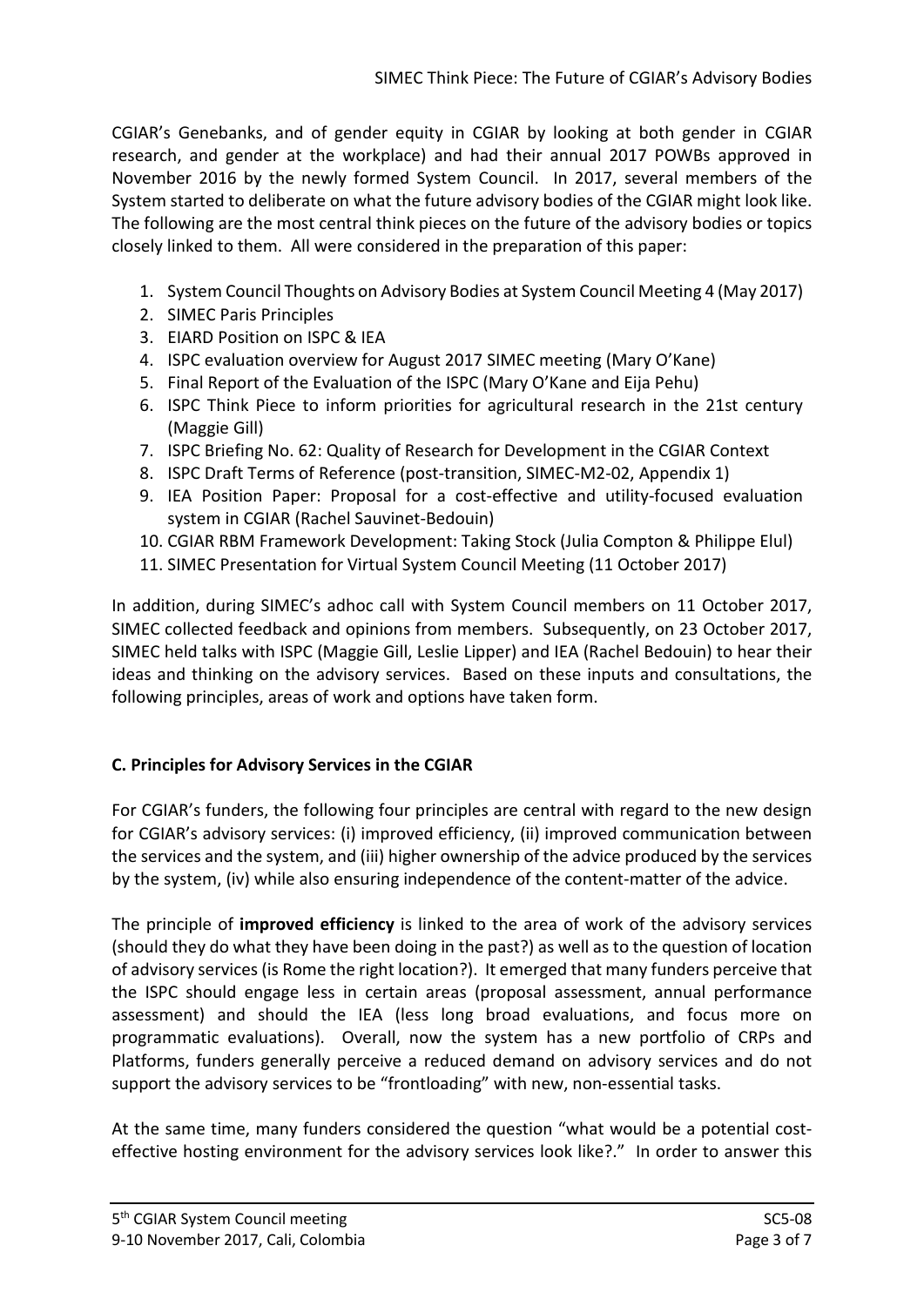CGIAR's Genebanks, and of gender equity in CGIAR by looking at both gender in CGIAR research, and gender at the workplace) and had their annual 2017 POWBs approved in November 2016 by the newly formed System Council. In 2017, several members of the System started to deliberate on what the future advisory bodies of the CGIAR might look like. The following are the most central think pieces on the future of the advisory bodies or topics closely linked to them. All were considered in the preparation of this paper:

1. System Council Thoughts on Advisory Bodies at System Council Meeting 4 (May 2017)
2. SIMEC Paris Principles
3. EIARD Position on ISPC & IEA
4. ISPC evaluation overview for August 2017 SIMEC meeting (Mary O'Kane)
5. Final Report of the Evaluation of the ISPC (Mary O'Kane and Eija Pehu)
6. ISPC Think Piece to inform priorities for agricultural research in the 21st century (Maggie Gill)
7. ISPC Briefing No. 62: Quality of Research for Development in the CGIAR Context
8. ISPC Draft Terms of Reference (post-transition, SIMEC-M2-02, Appendix 1)
9. IEA Position Paper: Proposal for a cost-effective and utility-focused evaluation system in CGIAR (Rachel Sauvinet-Bedouin)
10. CGIAR RBM Framework Development: Taking Stock (Julia Compton & Philippe Elul)
11. SIMEC Presentation for Virtual System Council Meeting (11 October 2017)

In addition, during SIMEC's adhoc call with System Council members on 11 October 2017, SIMEC collected feedback and opinions from members. Subsequently, on 23 October 2017, SIMEC held talks with ISPC (Maggie Gill, Leslie Lipper) and IEA (Rachel Bedouin) to hear their ideas and thinking on the advisory services. Based on these inputs and consultations, the following principles, areas of work and options have taken form.

## C. Principles for Advisory Services in the CGIAR

For CGIAR's funders, the following four principles are central with regard to the new design for CGIAR's advisory services: (i) improved efficiency, (ii) improved communication between the services and the system, and (iii) higher ownership of the advice produced by the services by the system, (iv) while also ensuring independence of the content-matter of the advice.

The principle of **improved efficiency** is linked to the area of work of the advisory services (should they do what they have been doing in the past?) as well as to the question of location of advisory services (is Rome the right location?). It emerged that many funders perceive that the ISPC should engage less in certain areas (proposal assessment, annual performance assessment) and should the IEA (less long broad evaluations, and focus more on programmatic evaluations). Overall, now the system has a new portfolio of CRPs and Platforms, funders generally perceive a reduced demand on advisory services and do not support the advisory services to be "frontloading" with new, non-essential tasks.

At the same time, many funders considered the question "what would be a potential cost-effective hosting environment for the advisory services look like?." In order to answer this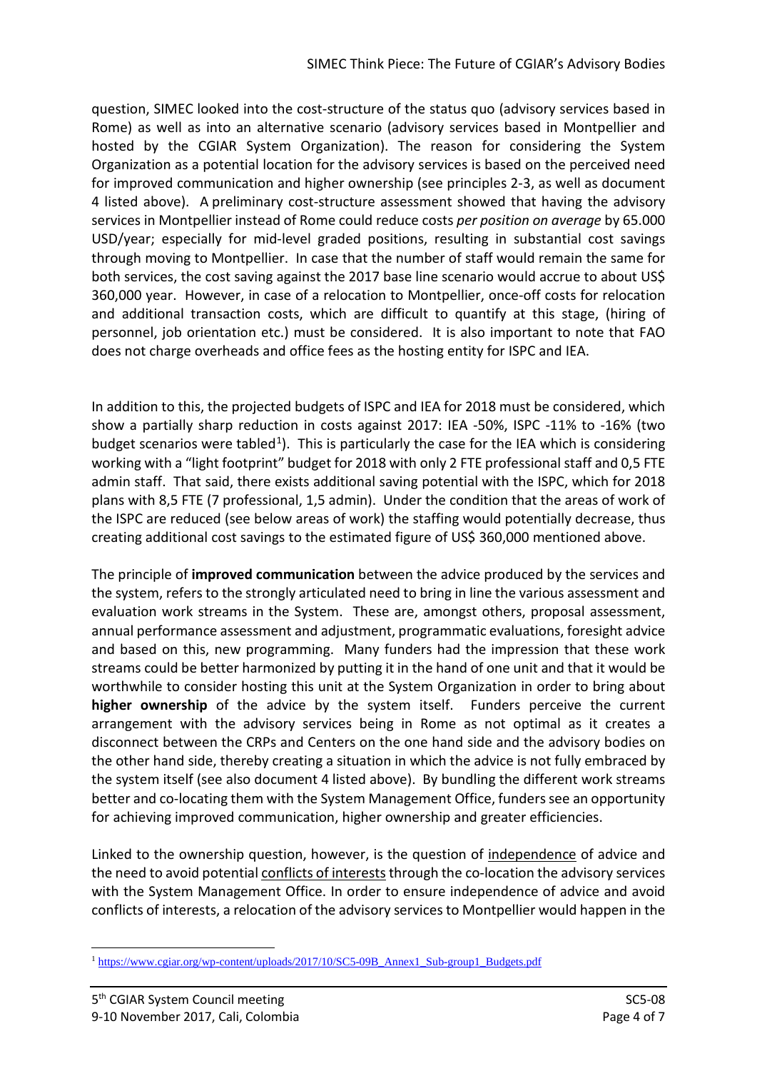question, SIMEC looked into the cost-structure of the status quo (advisory services based in Rome) as well as into an alternative scenario (advisory services based in Montpellier and hosted by the CGIAR System Organization). The reason for considering the System Organization as a potential location for the advisory services is based on the perceived need for improved communication and higher ownership (see principles 2-3, as well as document 4 listed above). A preliminary cost-structure assessment showed that having the advisory services in Montpellier instead of Rome could reduce costs *per position on average* by 65.000 USD/year; especially for mid-level graded positions, resulting in substantial cost savings through moving to Montpellier. In case that the number of staff would remain the same for both services, the cost saving against the 2017 base line scenario would accrue to about US$ 360,000 year. However, in case of a relocation to Montpellier, once-off costs for relocation and additional transaction costs, which are difficult to quantify at this stage, (hiring of personnel, job orientation etc.) must be considered. It is also important to note that FAO does not charge overheads and office fees as the hosting entity for ISPC and IEA.

In addition to this, the projected budgets of ISPC and IEA for 2018 must be considered, which show a partially sharp reduction in costs against 2017: IEA -50%, ISPC -11% to -16% (two budget scenarios were tabled[1]). This is particularly the case for the IEA which is considering working with a "light footprint" budget for 2018 with only 2 FTE professional staff and 0,5 FTE admin staff. That said, there exists additional saving potential with the ISPC, which for 2018 plans with 8,5 FTE (7 professional, 1,5 admin). Under the condition that the areas of work of the ISPC are reduced (see below areas of work) the staffing would potentially decrease, thus creating additional cost savings to the estimated figure of US$ 360,000 mentioned above.

The principle of **improved communication** between the advice produced by the services and the system, refers to the strongly articulated need to bring in line the various assessment and evaluation work streams in the System. These are, amongst others, proposal assessment, annual performance assessment and adjustment, programmatic evaluations, foresight advice and based on this, new programming. Many funders had the impression that these work streams could be better harmonized by putting it in the hand of one unit and that it would be worthwhile to consider hosting this unit at the System Organization in order to bring about **higher ownership** of the advice by the system itself. Funders perceive the current arrangement with the advisory services being in Rome as not optimal as it creates a disconnect between the CRPs and Centers on the one hand side and the advisory bodies on the other hand side, thereby creating a situation in which the advice is not fully embraced by the system itself (see also document 4 listed above). By bundling the different work streams better and co-locating them with the System Management Office, funders see an opportunity for achieving improved communication, higher ownership and greater efficiencies.

Linked to the ownership question, however, is the question of independence of advice and the need to avoid potential conflicts of interests through the co-location the advisory services with the System Management Office. In order to ensure independence of advice and avoid conflicts of interests, a relocation of the advisory services to Montpellier would happen in the

[1] https://www.cgiar.org/wp-content/uploads/2017/10/SC5-09B_Annex1_Sub-group1_Budgets.pdf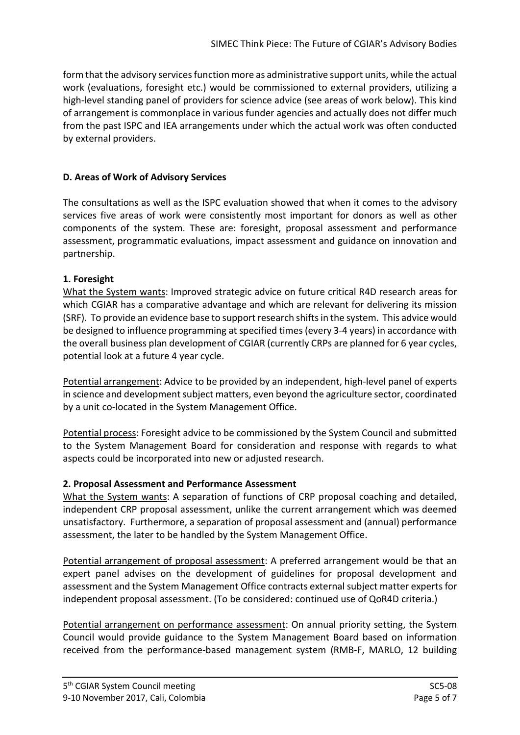form that the advisory services function more as administrative support units, while the actual work (evaluations, foresight etc.) would be commissioned to external providers, utilizing a high-level standing panel of providers for science advice (see areas of work below). This kind of arrangement is commonplace in various funder agencies and actually does not differ much from the past ISPC and IEA arrangements under which the actual work was often conducted by external providers.

**D. Areas of Work of Advisory Services**

The consultations as well as the ISPC evaluation showed that when it comes to the advisory services five areas of work were consistently most important for donors as well as other components of the system. These are: foresight, proposal assessment and performance assessment, programmatic evaluations, impact assessment and guidance on innovation and partnership.

**1. Foresight**

What the System wants: Improved strategic advice on future critical R4D research areas for which CGIAR has a comparative advantage and which are relevant for delivering its mission (SRF). To provide an evidence base to support research shifts in the system. This advice would be designed to influence programming at specified times (every 3-4 years) in accordance with the overall business plan development of CGIAR (currently CRPs are planned for 6 year cycles, potential look at a future 4 year cycle.

Potential arrangement: Advice to be provided by an independent, high-level panel of experts in science and development subject matters, even beyond the agriculture sector, coordinated by a unit co-located in the System Management Office.

Potential process: Foresight advice to be commissioned by the System Council and submitted to the System Management Board for consideration and response with regards to what aspects could be incorporated into new or adjusted research.

**2. Proposal Assessment and Performance Assessment**

What the System wants: A separation of functions of CRP proposal coaching and detailed, independent CRP proposal assessment, unlike the current arrangement which was deemed unsatisfactory. Furthermore, a separation of proposal assessment and (annual) performance assessment, the later to be handled by the System Management Office.

Potential arrangement of proposal assessment: A preferred arrangement would be that an expert panel advises on the development of guidelines for proposal development and assessment and the System Management Office contracts external subject matter experts for independent proposal assessment. (To be considered: continued use of QoR4D criteria.)

Potential arrangement on performance assessment: On annual priority setting, the System Council would provide guidance to the System Management Board based on information received from the performance-based management system (RMB-F, MARLO, 12 building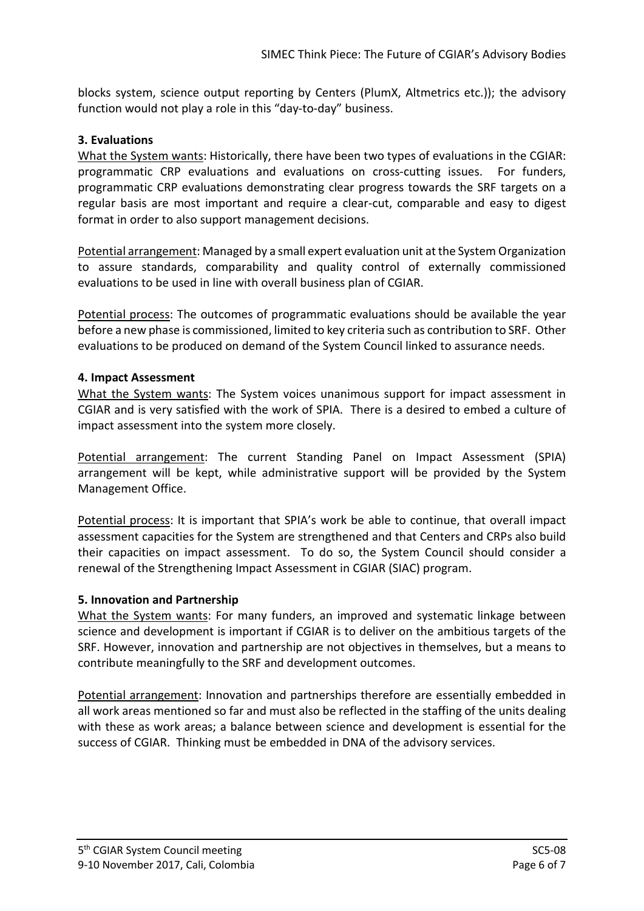blocks system, science output reporting by Centers (PlumX, Altmetrics etc.)); the advisory function would not play a role in this "day-to-day" business.

**3. Evaluations**

What the System wants: Historically, there have been two types of evaluations in the CGIAR: programmatic CRP evaluations and evaluations on cross-cutting issues. For funders, programmatic CRP evaluations demonstrating clear progress towards the SRF targets on a regular basis are most important and require a clear-cut, comparable and easy to digest format in order to also support management decisions.

Potential arrangement: Managed by a small expert evaluation unit at the System Organization to assure standards, comparability and quality control of externally commissioned evaluations to be used in line with overall business plan of CGIAR.

Potential process: The outcomes of programmatic evaluations should be available the year before a new phase is commissioned, limited to key criteria such as contribution to SRF. Other evaluations to be produced on demand of the System Council linked to assurance needs.

**4. Impact Assessment**

What the System wants: The System voices unanimous support for impact assessment in CGIAR and is very satisfied with the work of SPIA. There is a desired to embed a culture of impact assessment into the system more closely.

Potential arrangement: The current Standing Panel on Impact Assessment (SPIA) arrangement will be kept, while administrative support will be provided by the System Management Office.

Potential process: It is important that SPIA's work be able to continue, that overall impact assessment capacities for the System are strengthened and that Centers and CRPs also build their capacities on impact assessment. To do so, the System Council should consider a renewal of the Strengthening Impact Assessment in CGIAR (SIAC) program.

**5. Innovation and Partnership**

What the System wants: For many funders, an improved and systematic linkage between science and development is important if CGIAR is to deliver on the ambitious targets of the SRF. However, innovation and partnership are not objectives in themselves, but a means to contribute meaningfully to the SRF and development outcomes.

Potential arrangement: Innovation and partnerships therefore are essentially embedded in all work areas mentioned so far and must also be reflected in the staffing of the units dealing with these as work areas; a balance between science and development is essential for the success of CGIAR. Thinking must be embedded in DNA of the advisory services.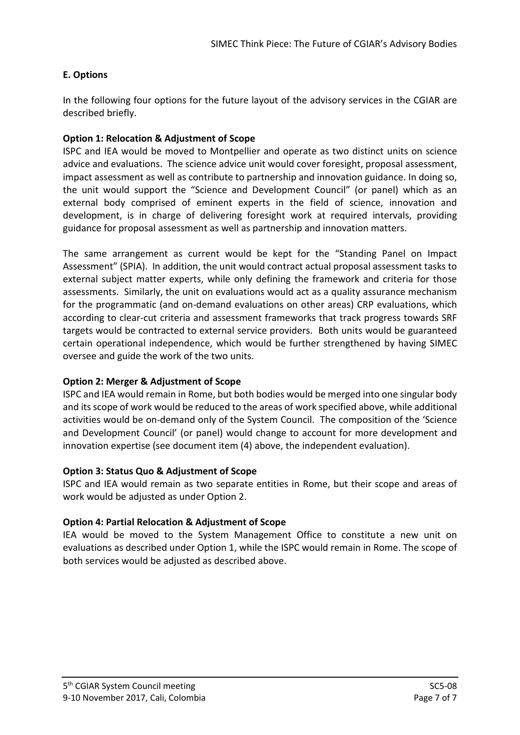## E. Options

In the following four options for the future layout of the advisory services in the CGIAR are described briefly.

**Option 1: Relocation & Adjustment of Scope**

ISPC and IEA would be moved to Montpellier and operate as two distinct units on science advice and evaluations. The science advice unit would cover foresight, proposal assessment, impact assessment as well as contribute to partnership and innovation guidance. In doing so, the unit would support the "Science and Development Council" (or panel) which as an external body comprised of eminent experts in the field of science, innovation and development, is in charge of delivering foresight work at required intervals, providing guidance for proposal assessment as well as partnership and innovation matters.

The same arrangement as current would be kept for the "Standing Panel on Impact Assessment" (SPIA). In addition, the unit would contract actual proposal assessment tasks to external subject matter experts, while only defining the framework and criteria for those assessments. Similarly, the unit on evaluations would act as a quality assurance mechanism for the programmatic (and on-demand evaluations on other areas) CRP evaluations, which according to clear-cut criteria and assessment frameworks that track progress towards SRF targets would be contracted to external service providers. Both units would be guaranteed certain operational independence, which would be further strengthened by having SIMEC oversee and guide the work of the two units.

**Option 2: Merger & Adjustment of Scope**

ISPC and IEA would remain in Rome, but both bodies would be merged into one singular body and its scope of work would be reduced to the areas of work specified above, while additional activities would be on-demand only of the System Council. The composition of the 'Science and Development Council' (or panel) would change to account for more development and innovation expertise (see document item (4) above, the independent evaluation).

**Option 3: Status Quo & Adjustment of Scope**

ISPC and IEA would remain as two separate entities in Rome, but their scope and areas of work would be adjusted as under Option 2.

**Option 4: Partial Relocation & Adjustment of Scope**

IEA would be moved to the System Management Office to constitute a new unit on evaluations as described under Option 1, while the ISPC would remain in Rome. The scope of both services would be adjusted as described above.